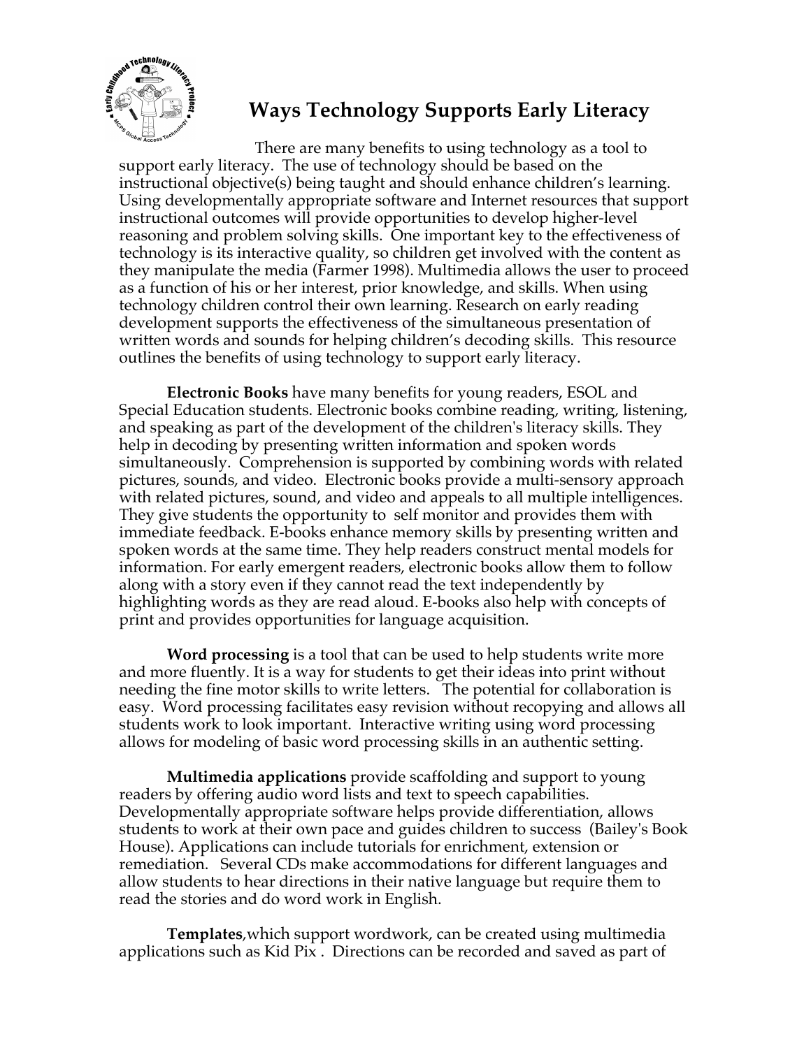# Ways Technology Supports Early Literacy

There are many benefits to using technology as a tool to support early literacy. The use of technology should be based on the instructional objective(s) being taught and should enhance children's learning. Using developmentally appropriate software and Internet resources that support instructional outcomes will provide opportunities to develop higher-level reasoning and problem solving skills. One important key to the effectiveness of technology is its interactive quality, so children get involved with the content as they manipulate the media (Farmer 1998). Multimedia allows the user to proceed as a function of his or her interest, prior knowledge, and skills. When using technology children control their own learning. Research on early reading development supports the effectiveness of the simultaneous presentation of written words and sounds for helping children's decoding skills. This resource outlines the benefits of using technology to support early literacy.

**Electronic Books** have many benefits for young readers, ESOL and Special Education students. Electronic books combine reading, writing, listening, and speaking as part of the development of the children's literacy skills. They help in decoding by presenting written information and spoken words simultaneously. Comprehension is supported by combining words with related pictures, sounds, and video. Electronic books provide a multi-sensory approach with related pictures, sound, and video and appeals to all multiple intelligences. They give students the opportunity to self monitor and provides them with immediate feedback. E-books enhance memory skills by presenting written and spoken words at the same time. They help readers construct mental models for information. For early emergent readers, electronic books allow them to follow along with a story even if they cannot read the text independently by highlighting words as they are read aloud. E-books also help with concepts of print and provides opportunities for language acquisition.

**Word processing** is a tool that can be used to help students write more and more fluently. It is a way for students to get their ideas into print without needing the fine motor skills to write letters. The potential for collaboration is easy. Word processing facilitates easy revision without recopying and allows all students work to look important. Interactive writing using word processing allows for modeling of basic word processing skills in an authentic setting.

**Multimedia applications** provide scaffolding and support to young readers by offering audio word lists and text to speech capabilities. Developmentally appropriate software helps provide differentiation, allows students to work at their own pace and guides children to success (Bailey's Book House). Applications can include tutorials for enrichment, extension or remediation. Several CDs make accommodations for different languages and allow students to hear directions in their native language but require them to read the stories and do word work in English.

**Templates**,which support wordwork, can be created using multimedia applications such as Kid Pix . Directions can be recorded and saved as part of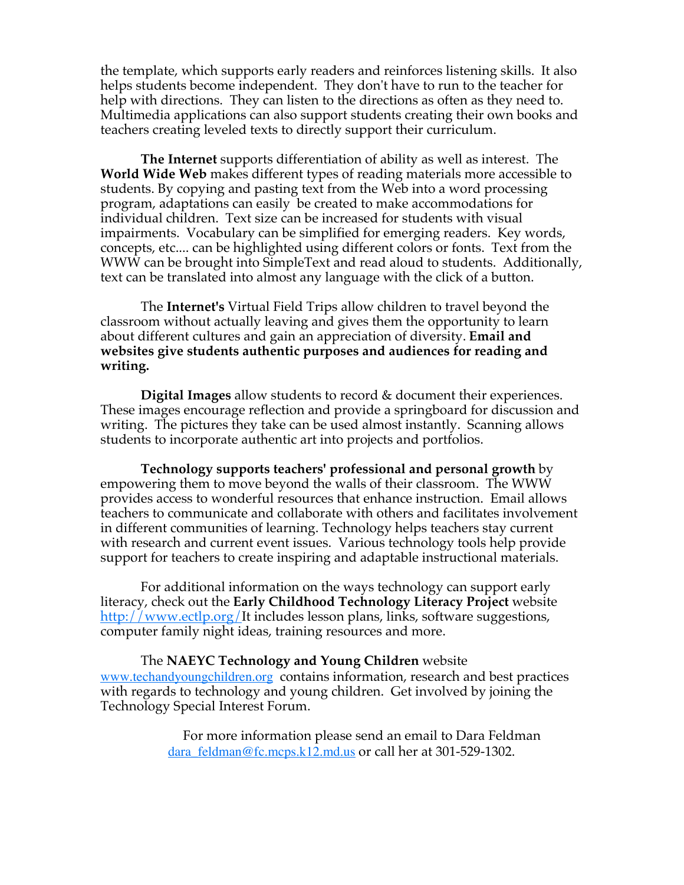the template, which supports early readers and reinforces listening skills. It also helps students become independent. They don't have to run to the teacher for help with directions. They can listen to the directions as often as they need to. Multimedia applications can also support students creating their own books and teachers creating leveled texts to directly support their curriculum.

**The Internet** supports differentiation of ability as well as interest. The **World Wide Web** makes different types of reading materials more accessible to students. By copying and pasting text from the Web into a word processing program, adaptations can easily be created to make accommodations for individual children. Text size can be increased for students with visual impairments. Vocabulary can be simplified for emerging readers. Key words, concepts, etc.... can be highlighted using different colors or fonts. Text from the WWW can be brought into SimpleText and read aloud to students. Additionally, text can be translated into almost any language with the click of a button.

The **Internet's** Virtual Field Trips allow children to travel beyond the classroom without actually leaving and gives them the opportunity to learn about different cultures and gain an appreciation of diversity. **Email and websites give students authentic purposes and audiences for reading and writing.**

**Digital Images** allow students to record & document their experiences. These images encourage reflection and provide a springboard for discussion and writing. The pictures they take can be used almost instantly. Scanning allows students to incorporate authentic art into projects and portfolios.

**Technology supports teachers' professional and personal growth** by empowering them to move beyond the walls of their classroom. The WWW provides access to wonderful resources that enhance instruction. Email allows teachers to communicate and collaborate with others and facilitates involvement in different communities of learning. Technology helps teachers stay current with research and current event issues. Various technology tools help provide support for teachers to create inspiring and adaptable instructional materials.

For additional information on the ways technology can support early literacy, check out the **Early Childhood Technology Literacy Project** website http://www.ectlp.org/It includes lesson plans, links, software suggestions, computer family night ideas, training resources and more.

The **NAEYC Technology and Young Children** website www.techandyoungchildren.org contains information, research and best practices with regards to technology and young children. Get involved by joining the Technology Special Interest Forum.

For more information please send an email to Dara Feldman dara_feldman@fc.mcps.k12.md.us or call her at 301-529-1302.